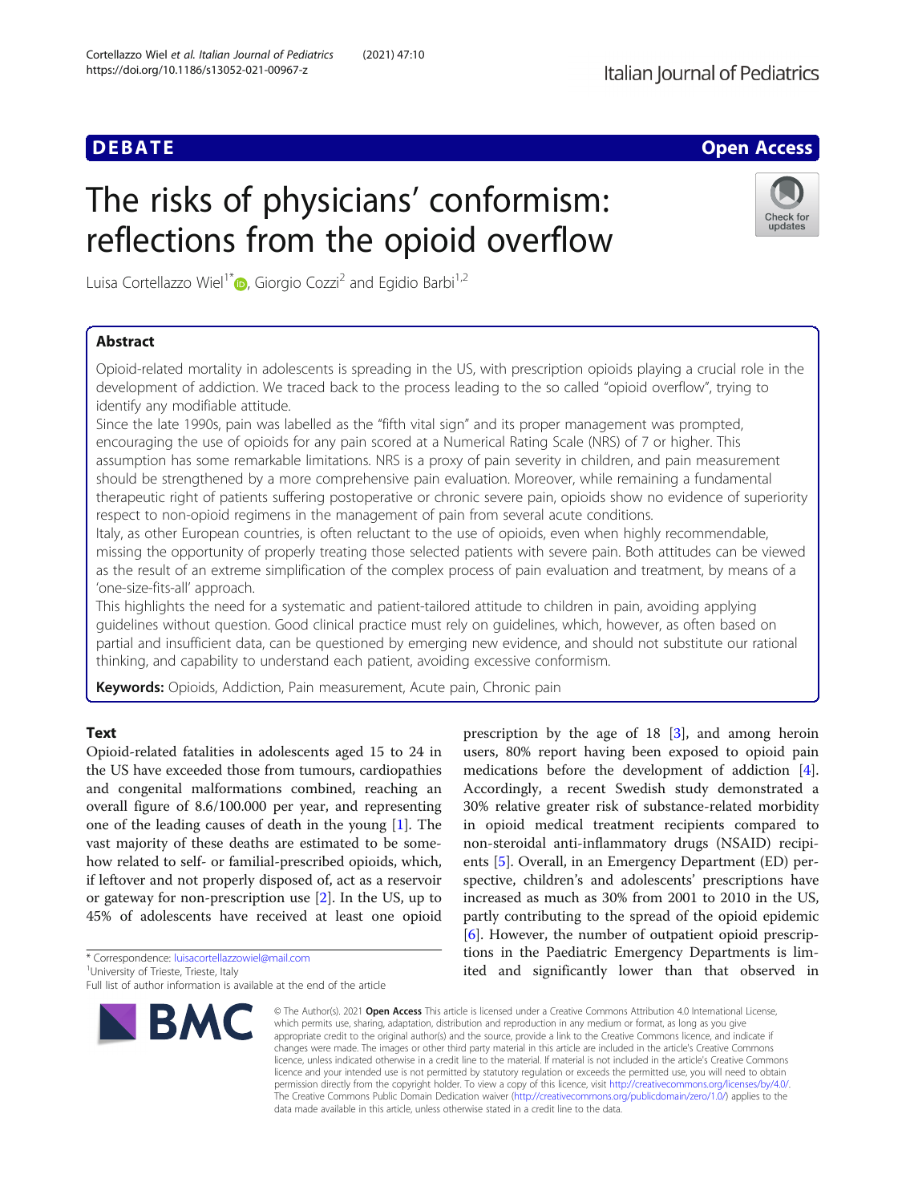DEBATE · Open Access

# The risks of physicians' conformism: reflections from the opioid overflow

Luisa Cortellazzo Wiel[1*], Giorgio Cozzi[2] and Egidio Barbi[1,2]

## Abstract

Opioid-related mortality in adolescents is spreading in the US, with prescription opioids playing a crucial role in the development of addiction. We traced back to the process leading to the so called "opioid overflow", trying to identify any modifiable attitude.

Since the late 1990s, pain was labelled as the "fifth vital sign" and its proper management was prompted, encouraging the use of opioids for any pain scored at a Numerical Rating Scale (NRS) of 7 or higher. This assumption has some remarkable limitations. NRS is a proxy of pain severity in children, and pain measurement should be strengthened by a more comprehensive pain evaluation. Moreover, while remaining a fundamental therapeutic right of patients suffering postoperative or chronic severe pain, opioids show no evidence of superiority respect to non-opioid regimens in the management of pain from several acute conditions.

Italy, as other European countries, is often reluctant to the use of opioids, even when highly recommendable, missing the opportunity of properly treating those selected patients with severe pain. Both attitudes can be viewed as the result of an extreme simplification of the complex process of pain evaluation and treatment, by means of a 'one-size-fits-all' approach.

This highlights the need for a systematic and patient-tailored attitude to children in pain, avoiding applying guidelines without question. Good clinical practice must rely on guidelines, which, however, as often based on partial and insufficient data, can be questioned by emerging new evidence, and should not substitute our rational thinking, and capability to understand each patient, avoiding excessive conformism.

**Keywords:** Opioids, Addiction, Pain measurement, Acute pain, Chronic pain

## Text

Opioid-related fatalities in adolescents aged 15 to 24 in the US have exceeded those from tumours, cardiopathies and congenital malformations combined, reaching an overall figure of 8.6/100.000 per year, and representing one of the leading causes of death in the young [1]. The vast majority of these deaths are estimated to be somehow related to self- or familial-prescribed opioids, which, if leftover and not properly disposed of, act as a reservoir or gateway for non-prescription use [2]. In the US, up to 45% of adolescents have received at least one opioid prescription by the age of 18 [3], and among heroin users, 80% report having been exposed to opioid pain medications before the development of addiction [4]. Accordingly, a recent Swedish study demonstrated a 30% relative greater risk of substance-related morbidity in opioid medical treatment recipients compared to non-steroidal anti-inflammatory drugs (NSAID) recipients [5]. Overall, in an Emergency Department (ED) perspective, children's and adolescents' prescriptions have increased as much as 30% from 2001 to 2010 in the US, partly contributing to the spread of the opioid epidemic [6]. However, the number of outpatient opioid prescriptions in the Paediatric Emergency Departments is limited and significantly lower than that observed in

* Correspondence: luisacortellazzowiel@mail.com
[1]University of Trieste, Trieste, Italy
Full list of author information is available at the end of the article

© The Author(s). 2021 **Open Access** This article is licensed under a Creative Commons Attribution 4.0 International License, which permits use, sharing, adaptation, distribution and reproduction in any medium or format, as long as you give appropriate credit to the original author(s) and the source, provide a link to the Creative Commons licence, and indicate if changes were made. The images or other third party material in this article are included in the article's Creative Commons licence, unless indicated otherwise in a credit line to the material. If material is not included in the article's Creative Commons licence and your intended use is not permitted by statutory regulation or exceeds the permitted use, you will need to obtain permission directly from the copyright holder. To view a copy of this licence, visit http://creativecommons.org/licenses/by/4.0/. The Creative Commons Public Domain Dedication waiver (http://creativecommons.org/publicdomain/zero/1.0/) applies to the data made available in this article, unless otherwise stated in a credit line to the data.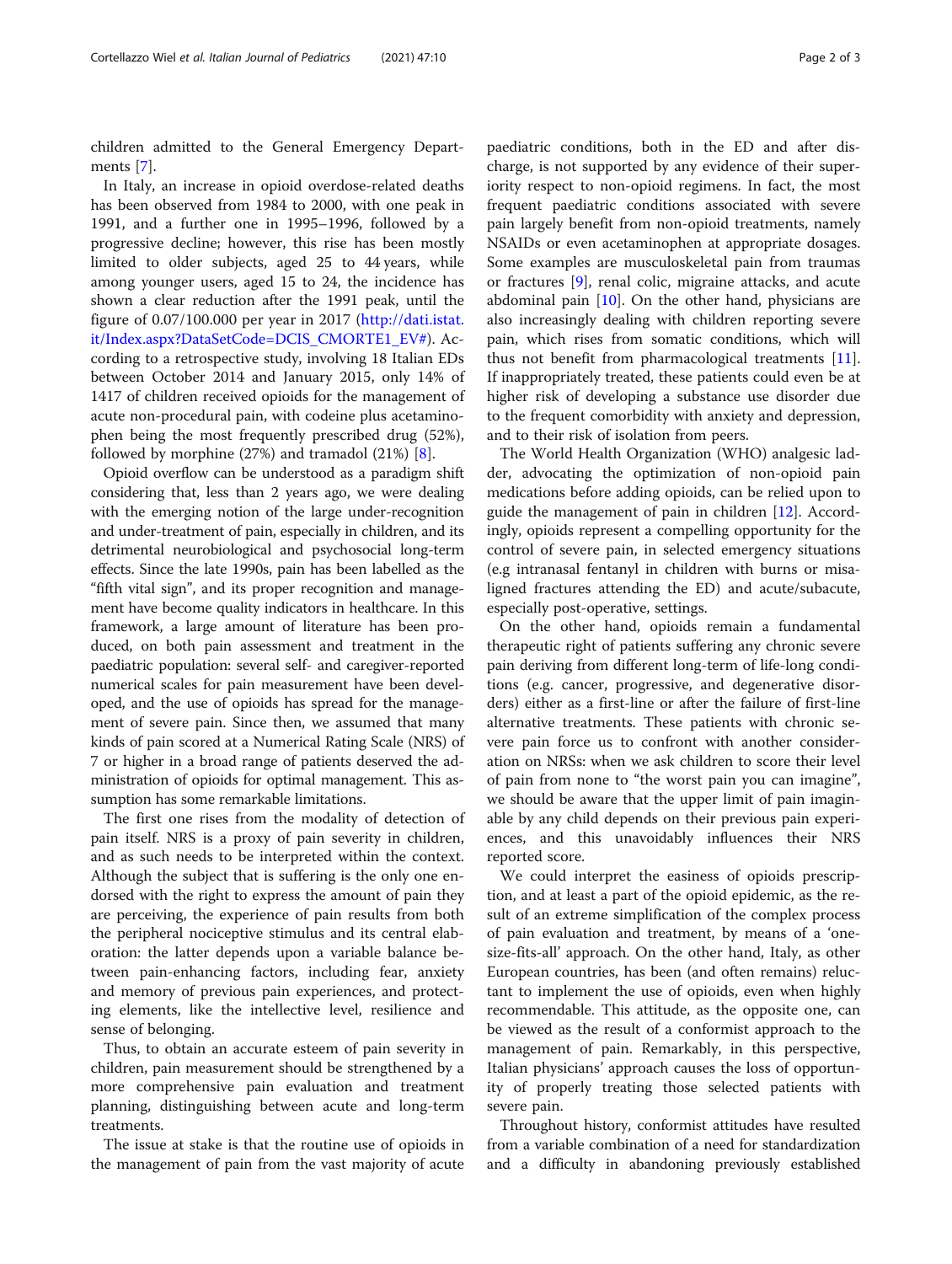children admitted to the General Emergency Departments [7].

In Italy, an increase in opioid overdose-related deaths has been observed from 1984 to 2000, with one peak in 1991, and a further one in 1995–1996, followed by a progressive decline; however, this rise has been mostly limited to older subjects, aged 25 to 44 years, while among younger users, aged 15 to 24, the incidence has shown a clear reduction after the 1991 peak, until the figure of 0.07/100.000 per year in 2017 (http://dati.istat.it/Index.aspx?DataSetCode=DCIS_CMORTE1_EV#). According to a retrospective study, involving 18 Italian EDs between October 2014 and January 2015, only 14% of 1417 of children received opioids for the management of acute non-procedural pain, with codeine plus acetaminophen being the most frequently prescribed drug (52%), followed by morphine (27%) and tramadol (21%) [8].

Opioid overflow can be understood as a paradigm shift considering that, less than 2 years ago, we were dealing with the emerging notion of the large under-recognition and under-treatment of pain, especially in children, and its detrimental neurobiological and psychosocial long-term effects. Since the late 1990s, pain has been labelled as the "fifth vital sign", and its proper recognition and management have become quality indicators in healthcare. In this framework, a large amount of literature has been produced, on both pain assessment and treatment in the paediatric population: several self- and caregiver-reported numerical scales for pain measurement have been developed, and the use of opioids has spread for the management of severe pain. Since then, we assumed that many kinds of pain scored at a Numerical Rating Scale (NRS) of 7 or higher in a broad range of patients deserved the administration of opioids for optimal management. This assumption has some remarkable limitations.

The first one rises from the modality of detection of pain itself. NRS is a proxy of pain severity in children, and as such needs to be interpreted within the context. Although the subject that is suffering is the only one endorsed with the right to express the amount of pain they are perceiving, the experience of pain results from both the peripheral nociceptive stimulus and its central elaboration: the latter depends upon a variable balance between pain-enhancing factors, including fear, anxiety and memory of previous pain experiences, and protecting elements, like the intellective level, resilience and sense of belonging.

Thus, to obtain an accurate esteem of pain severity in children, pain measurement should be strengthened by a more comprehensive pain evaluation and treatment planning, distinguishing between acute and long-term treatments.

The issue at stake is that the routine use of opioids in the management of pain from the vast majority of acute paediatric conditions, both in the ED and after discharge, is not supported by any evidence of their superiority respect to non-opioid regimens. In fact, the most frequent paediatric conditions associated with severe pain largely benefit from non-opioid treatments, namely NSAIDs or even acetaminophen at appropriate dosages. Some examples are musculoskeletal pain from traumas or fractures [9], renal colic, migraine attacks, and acute abdominal pain [10]. On the other hand, physicians are also increasingly dealing with children reporting severe pain, which rises from somatic conditions, which will thus not benefit from pharmacological treatments [11]. If inappropriately treated, these patients could even be at higher risk of developing a substance use disorder due to the frequent comorbidity with anxiety and depression, and to their risk of isolation from peers.

The World Health Organization (WHO) analgesic ladder, advocating the optimization of non-opioid pain medications before adding opioids, can be relied upon to guide the management of pain in children [12]. Accordingly, opioids represent a compelling opportunity for the control of severe pain, in selected emergency situations (e.g intranasal fentanyl in children with burns or misaligned fractures attending the ED) and acute/subacute, especially post-operative, settings.

On the other hand, opioids remain a fundamental therapeutic right of patients suffering any chronic severe pain deriving from different long-term of life-long conditions (e.g. cancer, progressive, and degenerative disorders) either as a first-line or after the failure of first-line alternative treatments. These patients with chronic severe pain force us to confront with another consideration on NRSs: when we ask children to score their level of pain from none to "the worst pain you can imagine", we should be aware that the upper limit of pain imaginable by any child depends on their previous pain experiences, and this unavoidably influences their NRS reported score.

We could interpret the easiness of opioids prescription, and at least a part of the opioid epidemic, as the result of an extreme simplification of the complex process of pain evaluation and treatment, by means of a 'one-size-fits-all' approach. On the other hand, Italy, as other European countries, has been (and often remains) reluctant to implement the use of opioids, even when highly recommendable. This attitude, as the opposite one, can be viewed as the result of a conformist approach to the management of pain. Remarkably, in this perspective, Italian physicians' approach causes the loss of opportunity of properly treating those selected patients with severe pain.

Throughout history, conformist attitudes have resulted from a variable combination of a need for standardization and a difficulty in abandoning previously established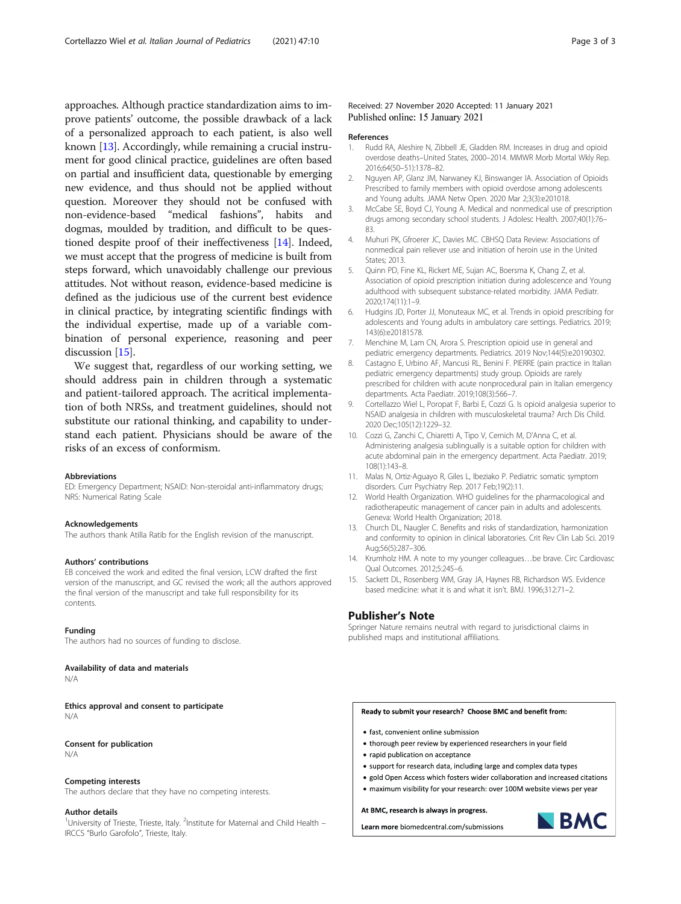approaches. Although practice standardization aims to improve patients' outcome, the possible drawback of a lack of a personalized approach to each patient, is also well known [13]. Accordingly, while remaining a crucial instrument for good clinical practice, guidelines are often based on partial and insufficient data, questionable by emerging new evidence, and thus should not be applied without question. Moreover they should not be confused with non-evidence-based "medical fashions", habits and dogmas, moulded by tradition, and difficult to be questioned despite proof of their ineffectiveness [14]. Indeed, we must accept that the progress of medicine is built from steps forward, which unavoidably challenge our previous attitudes. Not without reason, evidence-based medicine is defined as the judicious use of the current best evidence in clinical practice, by integrating scientific findings with the individual expertise, made up of a variable combination of personal experience, reasoning and peer discussion [15].

We suggest that, regardless of our working setting, we should address pain in children through a systematic and patient-tailored approach. The acritical implementation of both NRSs, and treatment guidelines, should not substitute our rational thinking, and capability to understand each patient. Physicians should be aware of the risks of an excess of conformism.

#### Abbreviations

ED: Emergency Department; NSAID: Non-steroidal anti-inflammatory drugs; NRS: Numerical Rating Scale

#### Acknowledgements

The authors thank Atilla Ratib for the English revision of the manuscript.

#### Authors' contributions

EB conceived the work and edited the final version, LCW drafted the first version of the manuscript, and GC revised the work; all the authors approved the final version of the manuscript and take full responsibility for its contents.

#### Funding

The authors had no sources of funding to disclose.

#### Availability of data and materials

N/A

#### Ethics approval and consent to participate

N/A

#### Consent for publication

N/A

#### Competing interests

The authors declare that they have no competing interests.

#### Author details

[1]University of Trieste, Trieste, Italy. [2]Institute for Maternal and Child Health – IRCCS "Burlo Garofolo", Trieste, Italy.

Received: 27 November 2020 Accepted: 11 January 2021
Published online: 15 January 2021

#### References

1. Rudd RA, Aleshire N, Zibbell JE, Gladden RM. Increases in drug and opioid overdose deaths–United States, 2000–2014. MMWR Morb Mortal Wkly Rep. 2016;64(50–51):1378–82.
2. Nguyen AP, Glanz JM, Narwaney KJ, Binswanger IA. Association of Opioids Prescribed to family members with opioid overdose among adolescents and Young adults. JAMA Netw Open. 2020 Mar 2;3(3):e201018.
3. McCabe SE, Boyd CJ, Young A. Medical and nonmedical use of prescription drugs among secondary school students. J Adolesc Health. 2007;40(1):76–83.
4. Muhuri PK, Gfroerer JC, Davies MC. CBHSQ Data Review: Associations of nonmedical pain reliever use and initiation of heroin use in the United States; 2013.
5. Quinn PD, Fine KL, Rickert ME, Sujan AC, Boersma K, Chang Z, et al. Association of opioid prescription initiation during adolescence and Young adulthood with subsequent substance-related morbidity. JAMA Pediatr. 2020;174(11):1–9.
6. Hudgins JD, Porter JJ, Monuteaux MC, et al. Trends in opioid prescribing for adolescents and Young adults in ambulatory care settings. Pediatrics. 2019;143(6):e20181578.
7. Menchine M, Lam CN, Arora S. Prescription opioid use in general and pediatric emergency departments. Pediatrics. 2019 Nov;144(5):e20190302.
8. Castagno E, Urbino AF, Mancusi RL, Benini F. PIERRE (pain practice in Italian pediatric emergency departments) study group. Opioids are rarely prescribed for children with acute nonprocedural pain in Italian emergency departments. Acta Paediatr. 2019;108(3):566–7.
9. Cortellazzo Wiel L, Poropat F, Barbi E, Cozzi G. Is opioid analgesia superior to NSAID analgesia in children with musculoskeletal trauma? Arch Dis Child. 2020 Dec;105(12):1229–32.
10. Cozzi G, Zanchi C, Chiaretti A, Tipo V, Cernich M, D'Anna C, et al. Administering analgesia sublingually is a suitable option for children with acute abdominal pain in the emergency department. Acta Paediatr. 2019;108(1):143–8.
11. Malas N, Ortiz-Aguayo R, Giles L, Ibeziako P. Pediatric somatic symptom disorders. Curr Psychiatry Rep. 2017 Feb;19(2):11.
12. World Health Organization. WHO guidelines for the pharmacological and radiotherapeutic management of cancer pain in adults and adolescents. Geneva: World Health Organization; 2018.
13. Church DL, Naugler C. Benefits and risks of standardization, harmonization and conformity to opinion in clinical laboratories. Crit Rev Clin Lab Sci. 2019 Aug;56(5):287–306.
14. Krumholz HM. A note to my younger colleagues…be brave. Circ Cardiovasc Qual Outcomes. 2012;5:245–6.
15. Sackett DL, Rosenberg WM, Gray JA, Haynes RB, Richardson WS. Evidence based medicine: what it is and what it isn't. BMJ. 1996;312:71–2.

## Publisher's Note

Springer Nature remains neutral with regard to jurisdictional claims in published maps and institutional affiliations.

**Ready to submit your research? Choose BMC and benefit from:**

- fast, convenient online submission
- thorough peer review by experienced researchers in your field
- rapid publication on acceptance
- support for research data, including large and complex data types
- gold Open Access which fosters wider collaboration and increased citations
- maximum visibility for your research: over 100M website views per year

**At BMC, research is always in progress.**

**Learn more** biomedcentral.com/submissions

BMC